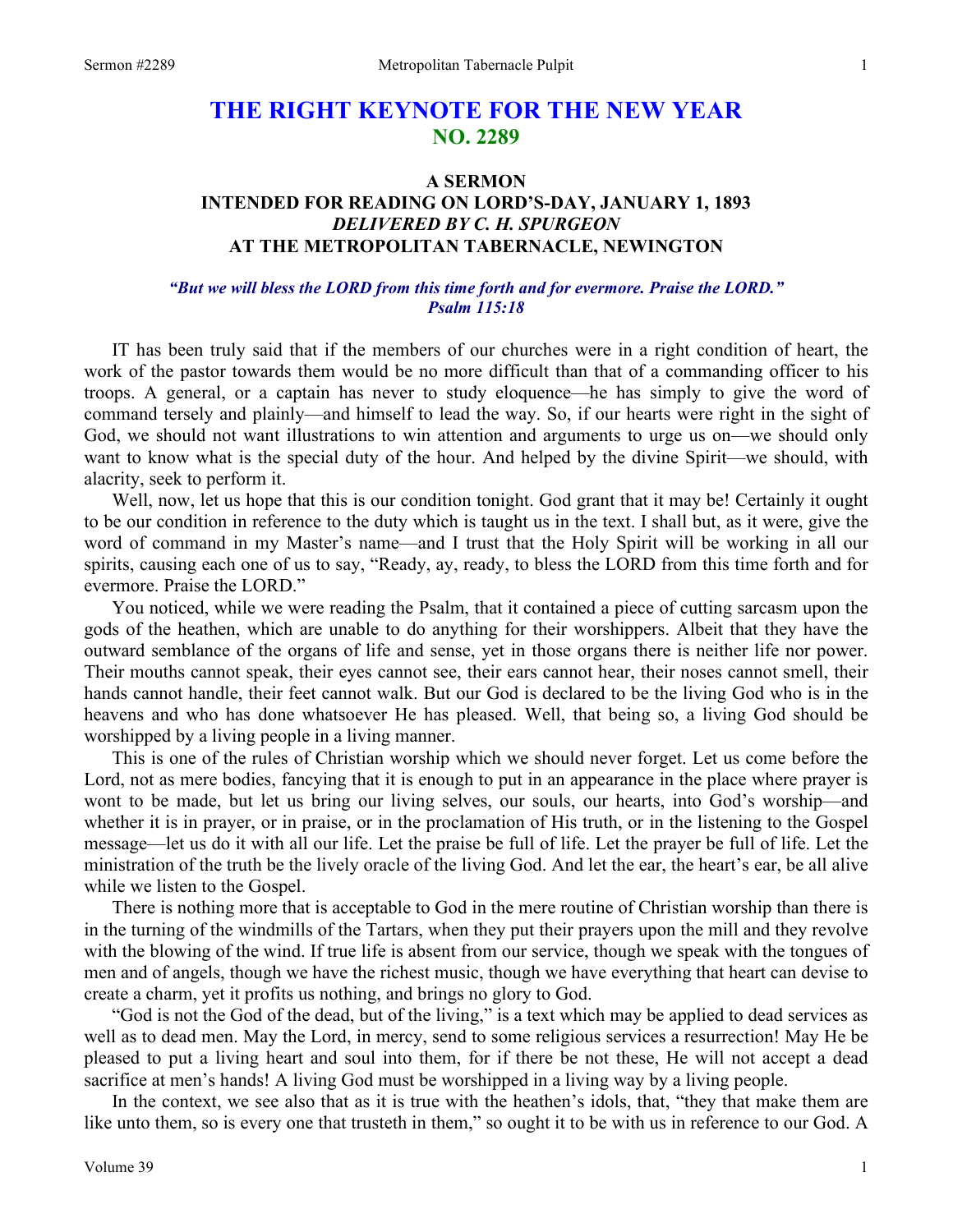# THE RIGHT KEYNOTE FOR THE NEW YEAR
## NO. 2289

### A SERMON
### INTENDED FOR READING ON LORD'S-DAY, JANUARY 1, 1893
### *DELIVERED BY C. H. SPURGEON*
### AT THE METROPOLITAN TABERNACLE, NEWINGTON

*"But we will bless the LORD from this time forth and for evermore. Praise the LORD."*
*Psalm 115:18*

IT has been truly said that if the members of our churches were in a right condition of heart, the work of the pastor towards them would be no more difficult than that of a commanding officer to his troops. A general, or a captain has never to study eloquence—he has simply to give the word of command tersely and plainly—and himself to lead the way. So, if our hearts were right in the sight of God, we should not want illustrations to win attention and arguments to urge us on—we should only want to know what is the special duty of the hour. And helped by the divine Spirit—we should, with alacrity, seek to perform it.

Well, now, let us hope that this is our condition tonight. God grant that it may be! Certainly it ought to be our condition in reference to the duty which is taught us in the text. I shall but, as it were, give the word of command in my Master's name—and I trust that the Holy Spirit will be working in all our spirits, causing each one of us to say, "Ready, ay, ready, to bless the LORD from this time forth and for evermore. Praise the LORD."

You noticed, while we were reading the Psalm, that it contained a piece of cutting sarcasm upon the gods of the heathen, which are unable to do anything for their worshippers. Albeit that they have the outward semblance of the organs of life and sense, yet in those organs there is neither life nor power. Their mouths cannot speak, their eyes cannot see, their ears cannot hear, their noses cannot smell, their hands cannot handle, their feet cannot walk. But our God is declared to be the living God who is in the heavens and who has done whatsoever He has pleased. Well, that being so, a living God should be worshipped by a living people in a living manner.

This is one of the rules of Christian worship which we should never forget. Let us come before the Lord, not as mere bodies, fancying that it is enough to put in an appearance in the place where prayer is wont to be made, but let us bring our living selves, our souls, our hearts, into God's worship—and whether it is in prayer, or in praise, or in the proclamation of His truth, or in the listening to the Gospel message—let us do it with all our life. Let the praise be full of life. Let the prayer be full of life. Let the ministration of the truth be the lively oracle of the living God. And let the ear, the heart's ear, be all alive while we listen to the Gospel.

There is nothing more that is acceptable to God in the mere routine of Christian worship than there is in the turning of the windmills of the Tartars, when they put their prayers upon the mill and they revolve with the blowing of the wind. If true life is absent from our service, though we speak with the tongues of men and of angels, though we have the richest music, though we have everything that heart can devise to create a charm, yet it profits us nothing, and brings no glory to God.

"God is not the God of the dead, but of the living," is a text which may be applied to dead services as well as to dead men. May the Lord, in mercy, send to some religious services a resurrection! May He be pleased to put a living heart and soul into them, for if there be not these, He will not accept a dead sacrifice at men's hands! A living God must be worshipped in a living way by a living people.

In the context, we see also that as it is true with the heathen's idols, that, "they that make them are like unto them, so is every one that trusteth in them," so ought it to be with us in reference to our God. A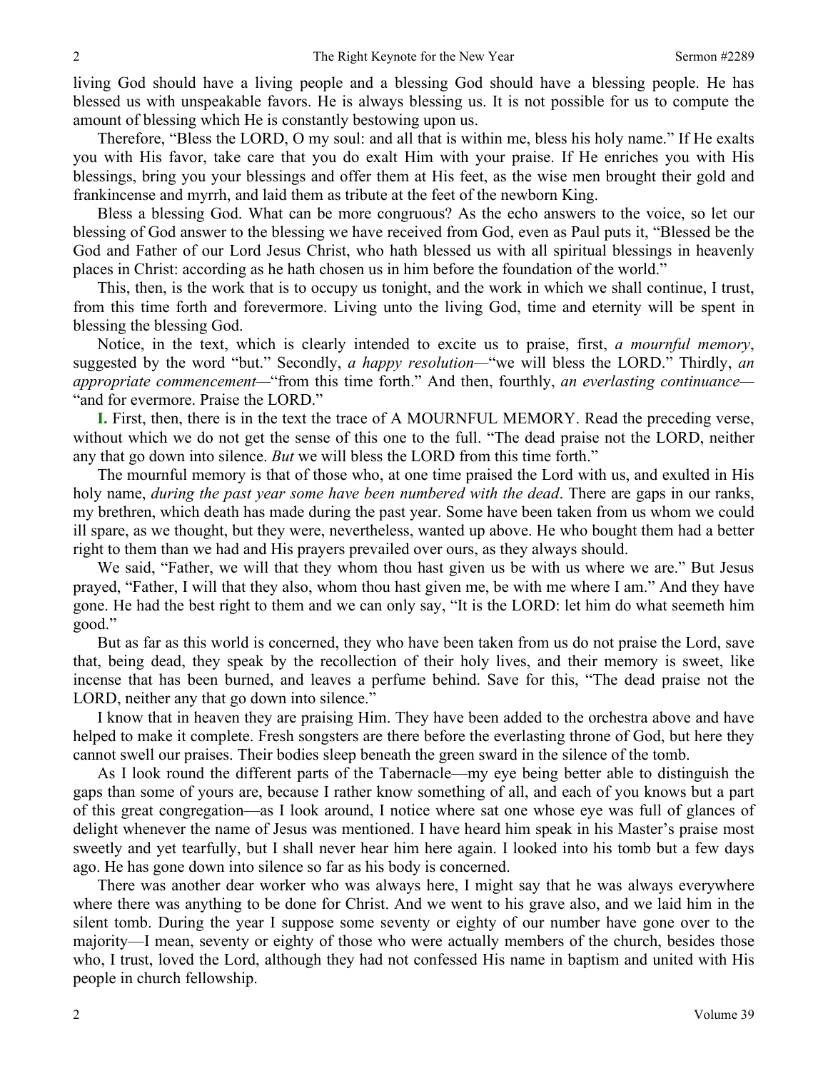living God should have a living people and a blessing God should have a blessing people. He has blessed us with unspeakable favors. He is always blessing us. It is not possible for us to compute the amount of blessing which He is constantly bestowing upon us.

Therefore, "Bless the LORD, O my soul: and all that is within me, bless his holy name." If He exalts you with His favor, take care that you do exalt Him with your praise. If He enriches you with His blessings, bring you your blessings and offer them at His feet, as the wise men brought their gold and frankincense and myrrh, and laid them as tribute at the feet of the newborn King.

Bless a blessing God. What can be more congruous? As the echo answers to the voice, so let our blessing of God answer to the blessing we have received from God, even as Paul puts it, "Blessed be the God and Father of our Lord Jesus Christ, who hath blessed us with all spiritual blessings in heavenly places in Christ: according as he hath chosen us in him before the foundation of the world."

This, then, is the work that is to occupy us tonight, and the work in which we shall continue, I trust, from this time forth and forevermore. Living unto the living God, time and eternity will be spent in blessing the blessing God.

Notice, in the text, which is clearly intended to excite us to praise, first, *a mournful memory*, suggested by the word "but." Secondly, *a happy resolution*—"we will bless the LORD." Thirdly, *an appropriate commencement*—"from this time forth." And then, fourthly, *an everlasting continuance*—"and for evermore. Praise the LORD."

**I.** First, then, there is in the text the trace of A MOURNFUL MEMORY. Read the preceding verse, without which we do not get the sense of this one to the full. "The dead praise not the LORD, neither any that go down into silence. *But* we will bless the LORD from this time forth."

The mournful memory is that of those who, at one time praised the Lord with us, and exulted in His holy name, *during the past year some have been numbered with the dead*. There are gaps in our ranks, my brethren, which death has made during the past year. Some have been taken from us whom we could ill spare, as we thought, but they were, nevertheless, wanted up above. He who bought them had a better right to them than we had and His prayers prevailed over ours, as they always should.

We said, "Father, we will that they whom thou hast given us be with us where we are." But Jesus prayed, "Father, I will that they also, whom thou hast given me, be with me where I am." And they have gone. He had the best right to them and we can only say, "It is the LORD: let him do what seemeth him good."

But as far as this world is concerned, they who have been taken from us do not praise the Lord, save that, being dead, they speak by the recollection of their holy lives, and their memory is sweet, like incense that has been burned, and leaves a perfume behind. Save for this, "The dead praise not the LORD, neither any that go down into silence."

I know that in heaven they are praising Him. They have been added to the orchestra above and have helped to make it complete. Fresh songsters are there before the everlasting throne of God, but here they cannot swell our praises. Their bodies sleep beneath the green sward in the silence of the tomb.

As I look round the different parts of the Tabernacle—my eye being better able to distinguish the gaps than some of yours are, because I rather know something of all, and each of you knows but a part of this great congregation—as I look around, I notice where sat one whose eye was full of glances of delight whenever the name of Jesus was mentioned. I have heard him speak in his Master's praise most sweetly and yet tearfully, but I shall never hear him here again. I looked into his tomb but a few days ago. He has gone down into silence so far as his body is concerned.

There was another dear worker who was always here, I might say that he was always everywhere where there was anything to be done for Christ. And we went to his grave also, and we laid him in the silent tomb. During the year I suppose some seventy or eighty of our number have gone over to the majority—I mean, seventy or eighty of those who were actually members of the church, besides those who, I trust, loved the Lord, although they had not confessed His name in baptism and united with His people in church fellowship.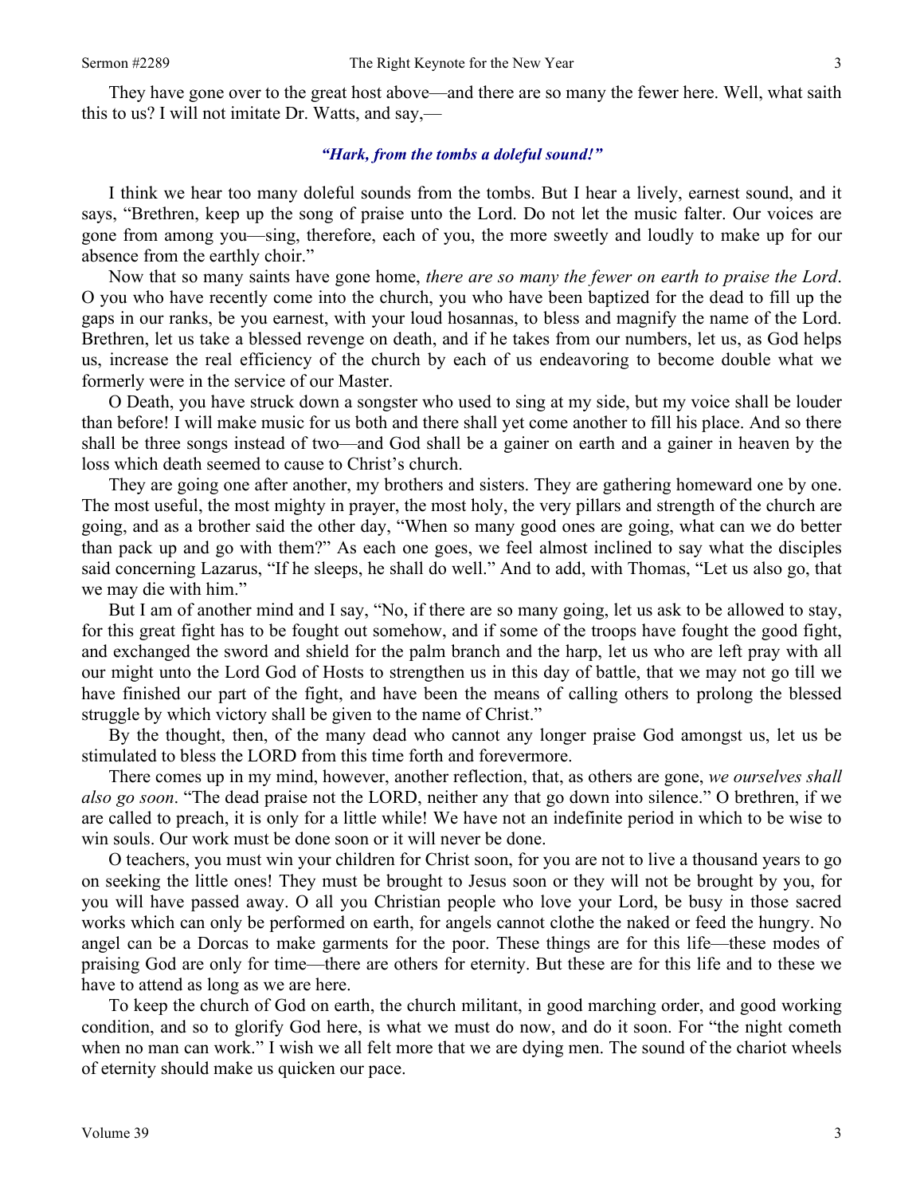They have gone over to the great host above—and there are so many the fewer here. Well, what saith this to us? I will not imitate Dr. Watts, and say,—

*"Hark, from the tombs a doleful sound!"*

I think we hear too many doleful sounds from the tombs. But I hear a lively, earnest sound, and it says, "Brethren, keep up the song of praise unto the Lord. Do not let the music falter. Our voices are gone from among you—sing, therefore, each of you, the more sweetly and loudly to make up for our absence from the earthly choir."

Now that so many saints have gone home, *there are so many the fewer on earth to praise the Lord*. O you who have recently come into the church, you who have been baptized for the dead to fill up the gaps in our ranks, be you earnest, with your loud hosannas, to bless and magnify the name of the Lord. Brethren, let us take a blessed revenge on death, and if he takes from our numbers, let us, as God helps us, increase the real efficiency of the church by each of us endeavoring to become double what we formerly were in the service of our Master.

O Death, you have struck down a songster who used to sing at my side, but my voice shall be louder than before! I will make music for us both and there shall yet come another to fill his place. And so there shall be three songs instead of two—and God shall be a gainer on earth and a gainer in heaven by the loss which death seemed to cause to Christ's church.

They are going one after another, my brothers and sisters. They are gathering homeward one by one. The most useful, the most mighty in prayer, the most holy, the very pillars and strength of the church are going, and as a brother said the other day, "When so many good ones are going, what can we do better than pack up and go with them?" As each one goes, we feel almost inclined to say what the disciples said concerning Lazarus, "If he sleeps, he shall do well." And to add, with Thomas, "Let us also go, that we may die with him."

But I am of another mind and I say, "No, if there are so many going, let us ask to be allowed to stay, for this great fight has to be fought out somehow, and if some of the troops have fought the good fight, and exchanged the sword and shield for the palm branch and the harp, let us who are left pray with all our might unto the Lord God of Hosts to strengthen us in this day of battle, that we may not go till we have finished our part of the fight, and have been the means of calling others to prolong the blessed struggle by which victory shall be given to the name of Christ."

By the thought, then, of the many dead who cannot any longer praise God amongst us, let us be stimulated to bless the LORD from this time forth and forevermore.

There comes up in my mind, however, another reflection, that, as others are gone, *we ourselves shall also go soon*. "The dead praise not the LORD, neither any that go down into silence." O brethren, if we are called to preach, it is only for a little while! We have not an indefinite period in which to be wise to win souls. Our work must be done soon or it will never be done.

O teachers, you must win your children for Christ soon, for you are not to live a thousand years to go on seeking the little ones! They must be brought to Jesus soon or they will not be brought by you, for you will have passed away. O all you Christian people who love your Lord, be busy in those sacred works which can only be performed on earth, for angels cannot clothe the naked or feed the hungry. No angel can be a Dorcas to make garments for the poor. These things are for this life—these modes of praising God are only for time—there are others for eternity. But these are for this life and to these we have to attend as long as we are here.

To keep the church of God on earth, the church militant, in good marching order, and good working condition, and so to glorify God here, is what we must do now, and do it soon. For "the night cometh when no man can work." I wish we all felt more that we are dying men. The sound of the chariot wheels of eternity should make us quicken our pace.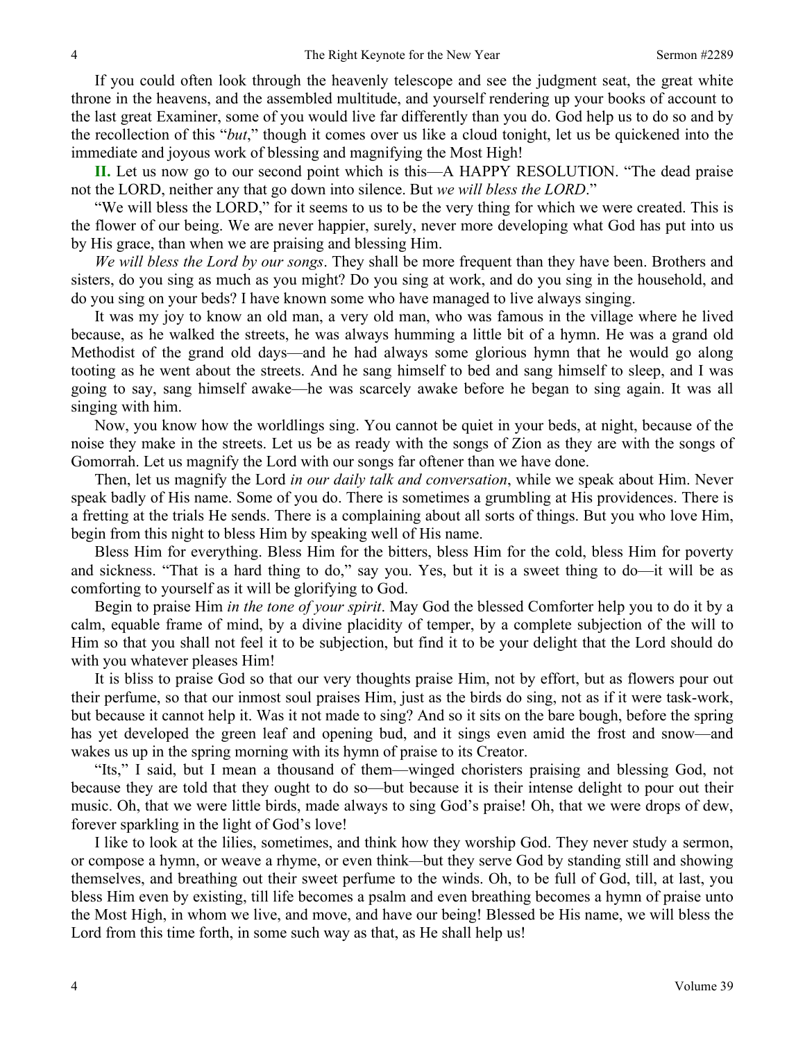If you could often look through the heavenly telescope and see the judgment seat, the great white throne in the heavens, and the assembled multitude, and yourself rendering up your books of account to the last great Examiner, some of you would live far differently than you do. God help us to do so and by the recollection of this "*but*," though it comes over us like a cloud tonight, let us be quickened into the immediate and joyous work of blessing and magnifying the Most High!

**II.** Let us now go to our second point which is this—A HAPPY RESOLUTION. "The dead praise not the LORD, neither any that go down into silence. But *we will bless the LORD*."

"We will bless the LORD," for it seems to us to be the very thing for which we were created. This is the flower of our being. We are never happier, surely, never more developing what God has put into us by His grace, than when we are praising and blessing Him.

*We will bless the Lord by our songs*. They shall be more frequent than they have been. Brothers and sisters, do you sing as much as you might? Do you sing at work, and do you sing in the household, and do you sing on your beds? I have known some who have managed to live always singing.

It was my joy to know an old man, a very old man, who was famous in the village where he lived because, as he walked the streets, he was always humming a little bit of a hymn. He was a grand old Methodist of the grand old days—and he had always some glorious hymn that he would go along tooting as he went about the streets. And he sang himself to bed and sang himself to sleep, and I was going to say, sang himself awake—he was scarcely awake before he began to sing again. It was all singing with him.

Now, you know how the worldlings sing. You cannot be quiet in your beds, at night, because of the noise they make in the streets. Let us be as ready with the songs of Zion as they are with the songs of Gomorrah. Let us magnify the Lord with our songs far oftener than we have done.

Then, let us magnify the Lord *in our daily talk and conversation*, while we speak about Him. Never speak badly of His name. Some of you do. There is sometimes a grumbling at His providences. There is a fretting at the trials He sends. There is a complaining about all sorts of things. But you who love Him, begin from this night to bless Him by speaking well of His name.

Bless Him for everything. Bless Him for the bitters, bless Him for the cold, bless Him for poverty and sickness. "That is a hard thing to do," say you. Yes, but it is a sweet thing to do—it will be as comforting to yourself as it will be glorifying to God.

Begin to praise Him *in the tone of your spirit*. May God the blessed Comforter help you to do it by a calm, equable frame of mind, by a divine placidity of temper, by a complete subjection of the will to Him so that you shall not feel it to be subjection, but find it to be your delight that the Lord should do with you whatever pleases Him!

It is bliss to praise God so that our very thoughts praise Him, not by effort, but as flowers pour out their perfume, so that our inmost soul praises Him, just as the birds do sing, not as if it were task-work, but because it cannot help it. Was it not made to sing? And so it sits on the bare bough, before the spring has yet developed the green leaf and opening bud, and it sings even amid the frost and snow—and wakes us up in the spring morning with its hymn of praise to its Creator.

"Its," I said, but I mean a thousand of them—winged choristers praising and blessing God, not because they are told that they ought to do so—but because it is their intense delight to pour out their music. Oh, that we were little birds, made always to sing God's praise! Oh, that we were drops of dew, forever sparkling in the light of God's love!

I like to look at the lilies, sometimes, and think how they worship God. They never study a sermon, or compose a hymn, or weave a rhyme, or even think—but they serve God by standing still and showing themselves, and breathing out their sweet perfume to the winds. Oh, to be full of God, till, at last, you bless Him even by existing, till life becomes a psalm and even breathing becomes a hymn of praise unto the Most High, in whom we live, and move, and have our being! Blessed be His name, we will bless the Lord from this time forth, in some such way as that, as He shall help us!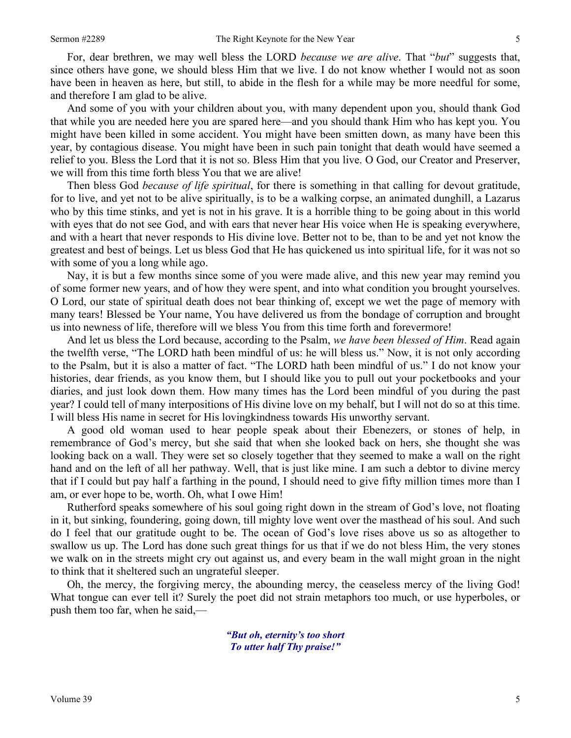For, dear brethren, we may well bless the LORD *because we are alive*. That "*but*" suggests that, since others have gone, we should bless Him that we live. I do not know whether I would not as soon have been in heaven as here, but still, to abide in the flesh for a while may be more needful for some, and therefore I am glad to be alive.

And some of you with your children about you, with many dependent upon you, should thank God that while you are needed here you are spared here—and you should thank Him who has kept you. You might have been killed in some accident. You might have been smitten down, as many have been this year, by contagious disease. You might have been in such pain tonight that death would have seemed a relief to you. Bless the Lord that it is not so. Bless Him that you live. O God, our Creator and Preserver, we will from this time forth bless You that we are alive!

Then bless God *because of life spiritual*, for there is something in that calling for devout gratitude, for to live, and yet not to be alive spiritually, is to be a walking corpse, an animated dunghill, a Lazarus who by this time stinks, and yet is not in his grave. It is a horrible thing to be going about in this world with eyes that do not see God, and with ears that never hear His voice when He is speaking everywhere, and with a heart that never responds to His divine love. Better not to be, than to be and yet not know the greatest and best of beings. Let us bless God that He has quickened us into spiritual life, for it was not so with some of you a long while ago.

Nay, it is but a few months since some of you were made alive, and this new year may remind you of some former new years, and of how they were spent, and into what condition you brought yourselves. O Lord, our state of spiritual death does not bear thinking of, except we wet the page of memory with many tears! Blessed be Your name, You have delivered us from the bondage of corruption and brought us into newness of life, therefore will we bless You from this time forth and forevermore!

And let us bless the Lord because, according to the Psalm, *we have been blessed of Him*. Read again the twelfth verse, "The LORD hath been mindful of us: he will bless us." Now, it is not only according to the Psalm, but it is also a matter of fact. "The LORD hath been mindful of us." I do not know your histories, dear friends, as you know them, but I should like you to pull out your pocketbooks and your diaries, and just look down them. How many times has the Lord been mindful of you during the past year? I could tell of many interpositions of His divine love on my behalf, but I will not do so at this time. I will bless His name in secret for His lovingkindness towards His unworthy servant.

A good old woman used to hear people speak about their Ebenezers, or stones of help, in remembrance of God's mercy, but she said that when she looked back on hers, she thought she was looking back on a wall. They were set so closely together that they seemed to make a wall on the right hand and on the left of all her pathway. Well, that is just like mine. I am such a debtor to divine mercy that if I could but pay half a farthing in the pound, I should need to give fifty million times more than I am, or ever hope to be, worth. Oh, what I owe Him!

Rutherford speaks somewhere of his soul going right down in the stream of God's love, not floating in it, but sinking, foundering, going down, till mighty love went over the masthead of his soul. And such do I feel that our gratitude ought to be. The ocean of God's love rises above us so as altogether to swallow us up. The Lord has done such great things for us that if we do not bless Him, the very stones we walk on in the streets might cry out against us, and every beam in the wall might groan in the night to think that it sheltered such an ungrateful sleeper.

Oh, the mercy, the forgiving mercy, the abounding mercy, the ceaseless mercy of the living God! What tongue can ever tell it? Surely the poet did not strain metaphors too much, or use hyperboles, or push them too far, when he said,—

> ***"But oh, eternity's too short***
> ***To utter half Thy praise!"***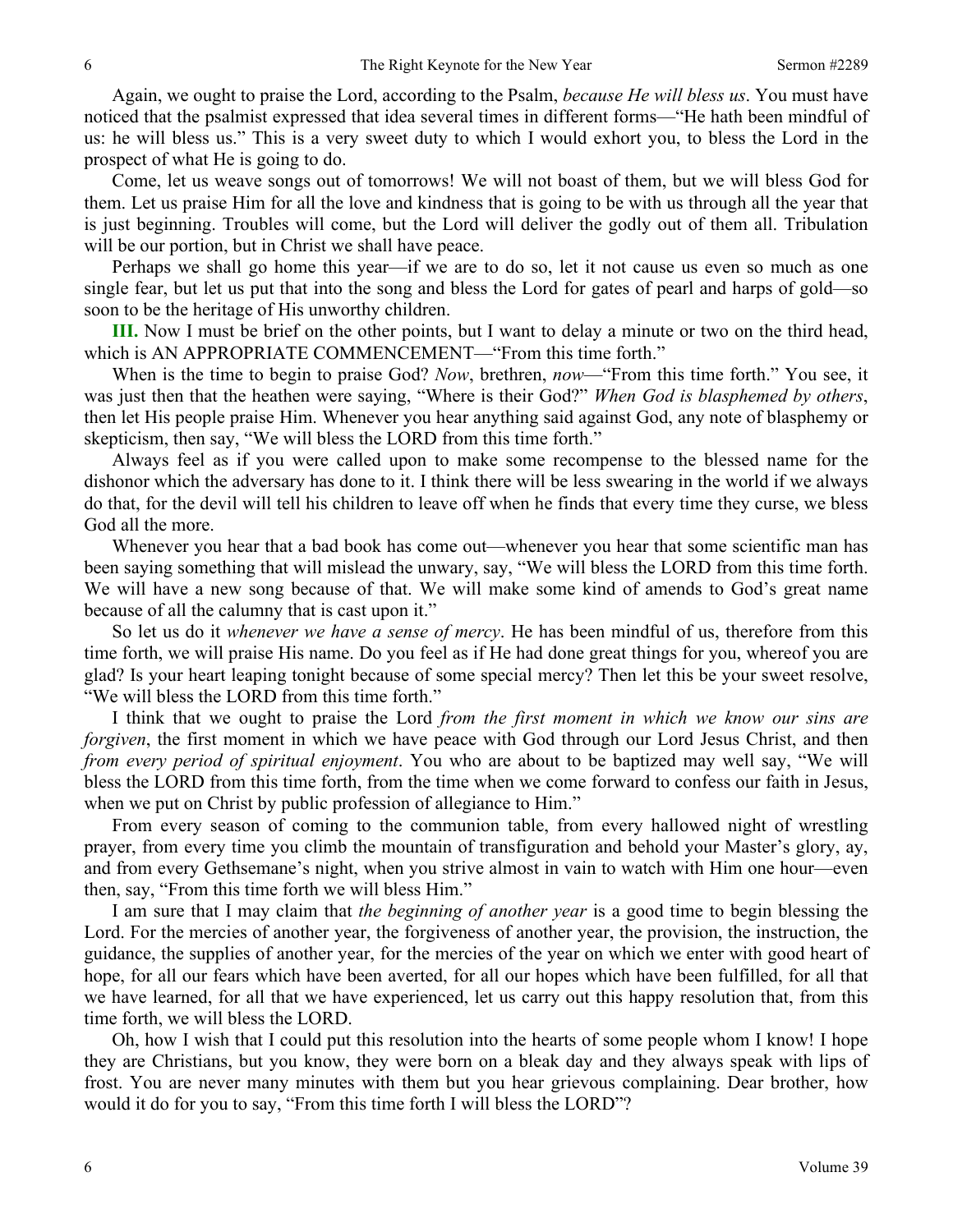Again, we ought to praise the Lord, according to the Psalm, *because He will bless us*. You must have noticed that the psalmist expressed that idea several times in different forms—"He hath been mindful of us: he will bless us." This is a very sweet duty to which I would exhort you, to bless the Lord in the prospect of what He is going to do.

Come, let us weave songs out of tomorrows! We will not boast of them, but we will bless God for them. Let us praise Him for all the love and kindness that is going to be with us through all the year that is just beginning. Troubles will come, but the Lord will deliver the godly out of them all. Tribulation will be our portion, but in Christ we shall have peace.

Perhaps we shall go home this year—if we are to do so, let it not cause us even so much as one single fear, but let us put that into the song and bless the Lord for gates of pearl and harps of gold—so soon to be the heritage of His unworthy children.

**III.** Now I must be brief on the other points, but I want to delay a minute or two on the third head, which is AN APPROPRIATE COMMENCEMENT—"From this time forth."

When is the time to begin to praise God? *Now*, brethren, *now*—"From this time forth." You see, it was just then that the heathen were saying, "Where is their God?" *When God is blasphemed by others*, then let His people praise Him. Whenever you hear anything said against God, any note of blasphemy or skepticism, then say, "We will bless the LORD from this time forth."

Always feel as if you were called upon to make some recompense to the blessed name for the dishonor which the adversary has done to it. I think there will be less swearing in the world if we always do that, for the devil will tell his children to leave off when he finds that every time they curse, we bless God all the more.

Whenever you hear that a bad book has come out—whenever you hear that some scientific man has been saying something that will mislead the unwary, say, "We will bless the LORD from this time forth. We will have a new song because of that. We will make some kind of amends to God's great name because of all the calumny that is cast upon it."

So let us do it *whenever we have a sense of mercy*. He has been mindful of us, therefore from this time forth, we will praise His name. Do you feel as if He had done great things for you, whereof you are glad? Is your heart leaping tonight because of some special mercy? Then let this be your sweet resolve, "We will bless the LORD from this time forth."

I think that we ought to praise the Lord *from the first moment in which we know our sins are forgiven*, the first moment in which we have peace with God through our Lord Jesus Christ, and then *from every period of spiritual enjoyment*. You who are about to be baptized may well say, "We will bless the LORD from this time forth, from the time when we come forward to confess our faith in Jesus, when we put on Christ by public profession of allegiance to Him."

From every season of coming to the communion table, from every hallowed night of wrestling prayer, from every time you climb the mountain of transfiguration and behold your Master's glory, ay, and from every Gethsemane's night, when you strive almost in vain to watch with Him one hour—even then, say, "From this time forth we will bless Him."

I am sure that I may claim that *the beginning of another year* is a good time to begin blessing the Lord. For the mercies of another year, the forgiveness of another year, the provision, the instruction, the guidance, the supplies of another year, for the mercies of the year on which we enter with good heart of hope, for all our fears which have been averted, for all our hopes which have been fulfilled, for all that we have learned, for all that we have experienced, let us carry out this happy resolution that, from this time forth, we will bless the LORD.

Oh, how I wish that I could put this resolution into the hearts of some people whom I know! I hope they are Christians, but you know, they were born on a bleak day and they always speak with lips of frost. You are never many minutes with them but you hear grievous complaining. Dear brother, how would it do for you to say, "From this time forth I will bless the LORD"?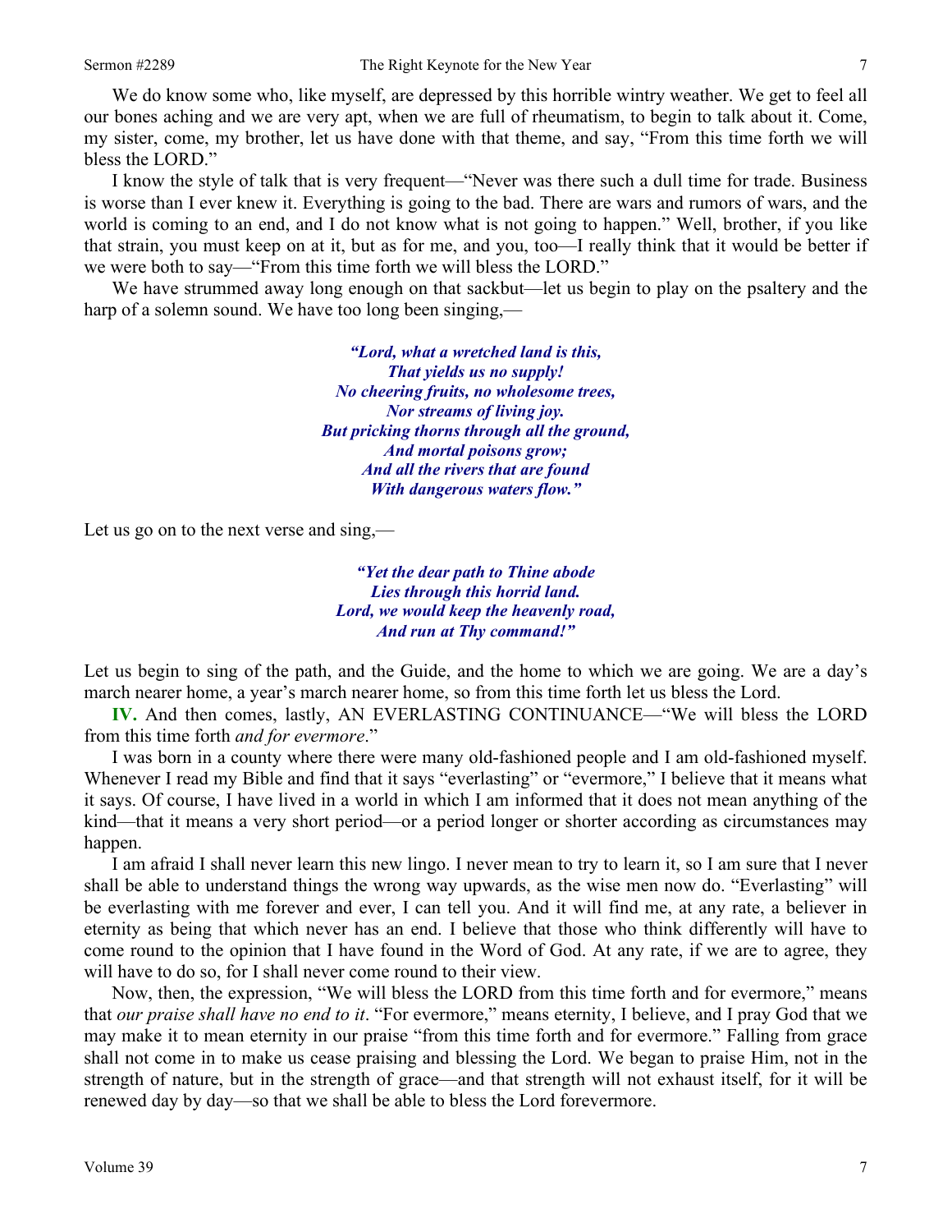We do know some who, like myself, are depressed by this horrible wintry weather. We get to feel all our bones aching and we are very apt, when we are full of rheumatism, to begin to talk about it. Come, my sister, come, my brother, let us have done with that theme, and say, "From this time forth we will bless the LORD."

I know the style of talk that is very frequent—"Never was there such a dull time for trade. Business is worse than I ever knew it. Everything is going to the bad. There are wars and rumors of wars, and the world is coming to an end, and I do not know what is not going to happen." Well, brother, if you like that strain, you must keep on at it, but as for me, and you, too—I really think that it would be better if we were both to say—"From this time forth we will bless the LORD."

We have strummed away long enough on that sackbut—let us begin to play on the psaltery and the harp of a solemn sound. We have too long been singing,—

> ***"Lord, what a wretched land is this,***
> ***That yields us no supply!***
> ***No cheering fruits, no wholesome trees,***
> ***Nor streams of living joy.***
> ***But pricking thorns through all the ground,***
> ***And mortal poisons grow;***
> ***And all the rivers that are found***
> ***With dangerous waters flow."***

Let us go on to the next verse and sing,—

> ***"Yet the dear path to Thine abode***
> ***Lies through this horrid land.***
> ***Lord, we would keep the heavenly road,***
> ***And run at Thy command!"***

Let us begin to sing of the path, and the Guide, and the home to which we are going. We are a day's march nearer home, a year's march nearer home, so from this time forth let us bless the Lord.

**IV.** And then comes, lastly, AN EVERLASTING CONTINUANCE—"We will bless the LORD from this time forth *and for evermore*."

I was born in a county where there were many old-fashioned people and I am old-fashioned myself. Whenever I read my Bible and find that it says "everlasting" or "evermore," I believe that it means what it says. Of course, I have lived in a world in which I am informed that it does not mean anything of the kind—that it means a very short period—or a period longer or shorter according as circumstances may happen.

I am afraid I shall never learn this new lingo. I never mean to try to learn it, so I am sure that I never shall be able to understand things the wrong way upwards, as the wise men now do. "Everlasting" will be everlasting with me forever and ever, I can tell you. And it will find me, at any rate, a believer in eternity as being that which never has an end. I believe that those who think differently will have to come round to the opinion that I have found in the Word of God. At any rate, if we are to agree, they will have to do so, for I shall never come round to their view.

Now, then, the expression, "We will bless the LORD from this time forth and for evermore," means that *our praise shall have no end to it*. "For evermore," means eternity, I believe, and I pray God that we may make it to mean eternity in our praise "from this time forth and for evermore." Falling from grace shall not come in to make us cease praising and blessing the Lord. We began to praise Him, not in the strength of nature, but in the strength of grace—and that strength will not exhaust itself, for it will be renewed day by day—so that we shall be able to bless the Lord forevermore.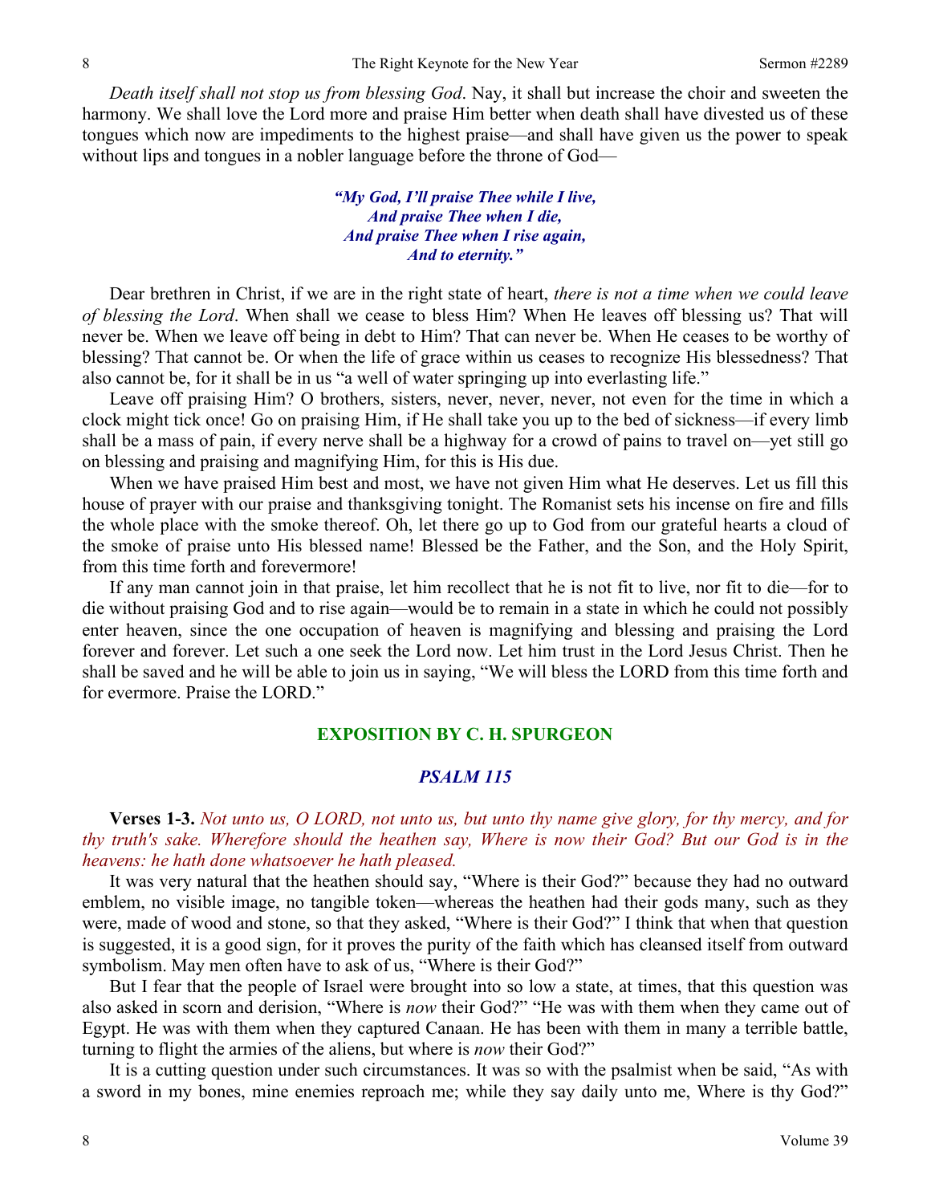*Death itself shall not stop us from blessing God*. Nay, it shall but increase the choir and sweeten the harmony. We shall love the Lord more and praise Him better when death shall have divested us of these tongues which now are impediments to the highest praise—and shall have given us the power to speak without lips and tongues in a nobler language before the throne of God—

> ***"My God, I'll praise Thee while I live,***
> ***And praise Thee when I die,***
> ***And praise Thee when I rise again,***
> ***And to eternity."***

Dear brethren in Christ, if we are in the right state of heart, *there is not a time when we could leave of blessing the Lord*. When shall we cease to bless Him? When He leaves off blessing us? That will never be. When we leave off being in debt to Him? That can never be. When He ceases to be worthy of blessing? That cannot be. Or when the life of grace within us ceases to recognize His blessedness? That also cannot be, for it shall be in us "a well of water springing up into everlasting life."

Leave off praising Him? O brothers, sisters, never, never, never, not even for the time in which a clock might tick once! Go on praising Him, if He shall take you up to the bed of sickness—if every limb shall be a mass of pain, if every nerve shall be a highway for a crowd of pains to travel on—yet still go on blessing and praising and magnifying Him, for this is His due.

When we have praised Him best and most, we have not given Him what He deserves. Let us fill this house of prayer with our praise and thanksgiving tonight. The Romanist sets his incense on fire and fills the whole place with the smoke thereof. Oh, let there go up to God from our grateful hearts a cloud of the smoke of praise unto His blessed name! Blessed be the Father, and the Son, and the Holy Spirit, from this time forth and forevermore!

If any man cannot join in that praise, let him recollect that he is not fit to live, nor fit to die—for to die without praising God and to rise again—would be to remain in a state in which he could not possibly enter heaven, since the one occupation of heaven is magnifying and blessing and praising the Lord forever and forever. Let such a one seek the Lord now. Let him trust in the Lord Jesus Christ. Then he shall be saved and he will be able to join us in saying, "We will bless the LORD from this time forth and for evermore. Praise the LORD."

## EXPOSITION BY C. H. SPURGEON

### *PSALM 115*

**Verses 1-3.** *Not unto us, O LORD, not unto us, but unto thy name give glory, for thy mercy, and for thy truth's sake. Wherefore should the heathen say, Where is now their God? But our God is in the heavens: he hath done whatsoever he hath pleased.*

It was very natural that the heathen should say, "Where is their God?" because they had no outward emblem, no visible image, no tangible token—whereas the heathen had their gods many, such as they were, made of wood and stone, so that they asked, "Where is their God?" I think that when that question is suggested, it is a good sign, for it proves the purity of the faith which has cleansed itself from outward symbolism. May men often have to ask of us, "Where is their God?"

But I fear that the people of Israel were brought into so low a state, at times, that this question was also asked in scorn and derision, "Where is *now* their God?" "He was with them when they came out of Egypt. He was with them when they captured Canaan. He has been with them in many a terrible battle, turning to flight the armies of the aliens, but where is *now* their God?"

It is a cutting question under such circumstances. It was so with the psalmist when be said, "As with a sword in my bones, mine enemies reproach me; while they say daily unto me, Where is thy God?"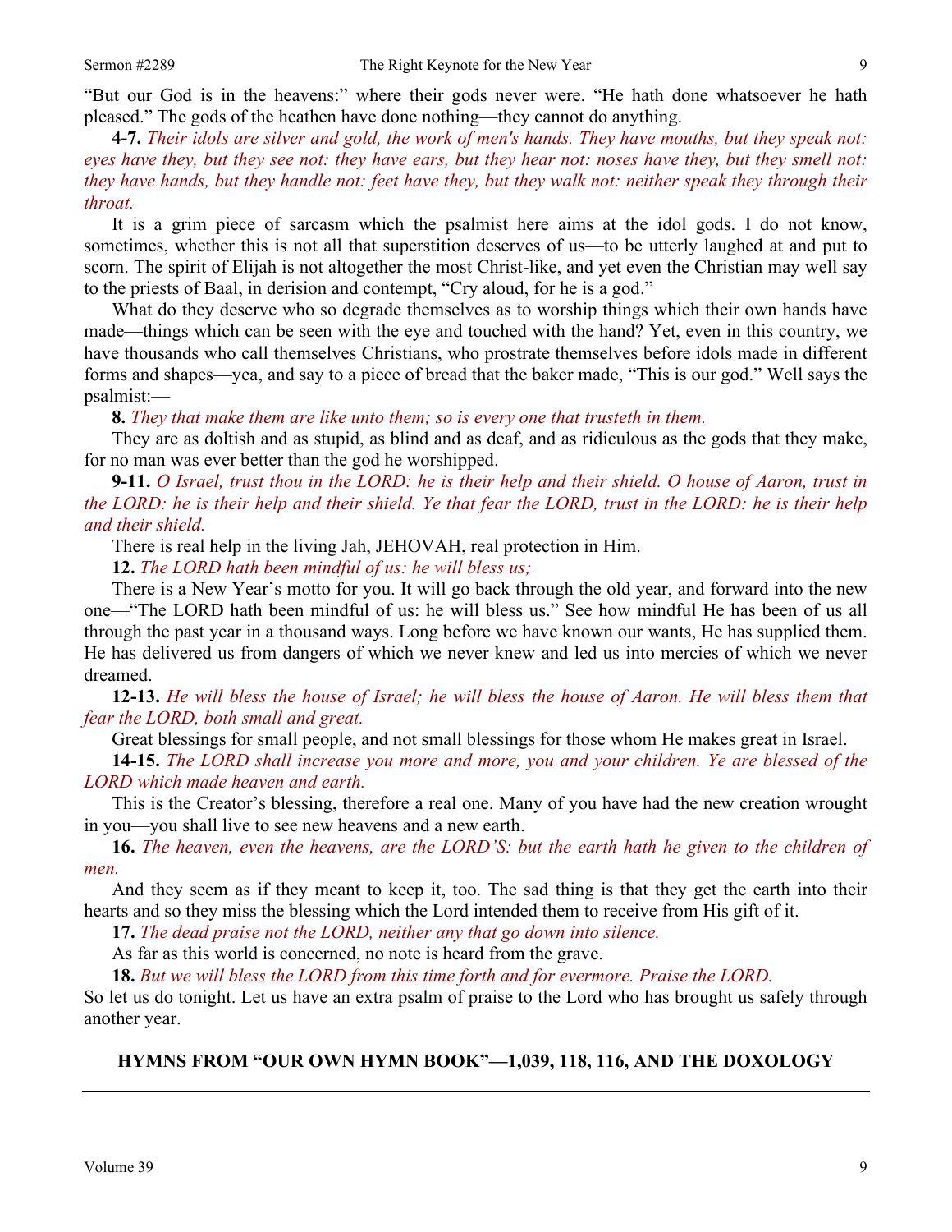"But our God is in the heavens:" where their gods never were. "He hath done whatsoever he hath pleased." The gods of the heathen have done nothing—they cannot do anything.

**4-7.** *Their idols are silver and gold, the work of men's hands. They have mouths, but they speak not: eyes have they, but they see not: they have ears, but they hear not: noses have they, but they smell not: they have hands, but they handle not: feet have they, but they walk not: neither speak they through their throat.*

It is a grim piece of sarcasm which the psalmist here aims at the idol gods. I do not know, sometimes, whether this is not all that superstition deserves of us—to be utterly laughed at and put to scorn. The spirit of Elijah is not altogether the most Christ-like, and yet even the Christian may well say to the priests of Baal, in derision and contempt, "Cry aloud, for he is a god."

What do they deserve who so degrade themselves as to worship things which their own hands have made—things which can be seen with the eye and touched with the hand? Yet, even in this country, we have thousands who call themselves Christians, who prostrate themselves before idols made in different forms and shapes—yea, and say to a piece of bread that the baker made, "This is our god." Well says the psalmist:—

**8.** *They that make them are like unto them; so is every one that trusteth in them.*

They are as doltish and as stupid, as blind and as deaf, and as ridiculous as the gods that they make, for no man was ever better than the god he worshipped.

**9-11.** *O Israel, trust thou in the LORD: he is their help and their shield. O house of Aaron, trust in the LORD: he is their help and their shield. Ye that fear the LORD, trust in the LORD: he is their help and their shield.*

There is real help in the living Jah, JEHOVAH, real protection in Him.

**12.** *The LORD hath been mindful of us: he will bless us;*

There is a New Year's motto for you. It will go back through the old year, and forward into the new one—"The LORD hath been mindful of us: he will bless us." See how mindful He has been of us all through the past year in a thousand ways. Long before we have known our wants, He has supplied them. He has delivered us from dangers of which we never knew and led us into mercies of which we never dreamed.

**12-13.** *He will bless the house of Israel; he will bless the house of Aaron. He will bless them that fear the LORD, both small and great.*

Great blessings for small people, and not small blessings for those whom He makes great in Israel.

**14-15.** *The LORD shall increase you more and more, you and your children. Ye are blessed of the LORD which made heaven and earth.*

This is the Creator's blessing, therefore a real one. Many of you have had the new creation wrought in you—you shall live to see new heavens and a new earth.

**16.** *The heaven, even the heavens, are the LORD'S: but the earth hath he given to the children of men.*

And they seem as if they meant to keep it, too. The sad thing is that they get the earth into their hearts and so they miss the blessing which the Lord intended them to receive from His gift of it.

**17.** *The dead praise not the LORD, neither any that go down into silence.*

As far as this world is concerned, no note is heard from the grave.

**18.** *But we will bless the LORD from this time forth and for evermore. Praise the LORD.*

So let us do tonight. Let us have an extra psalm of praise to the Lord who has brought us safely through another year.

**HYMNS FROM "OUR OWN HYMN BOOK"—1,039, 118, 116, AND THE DOXOLOGY**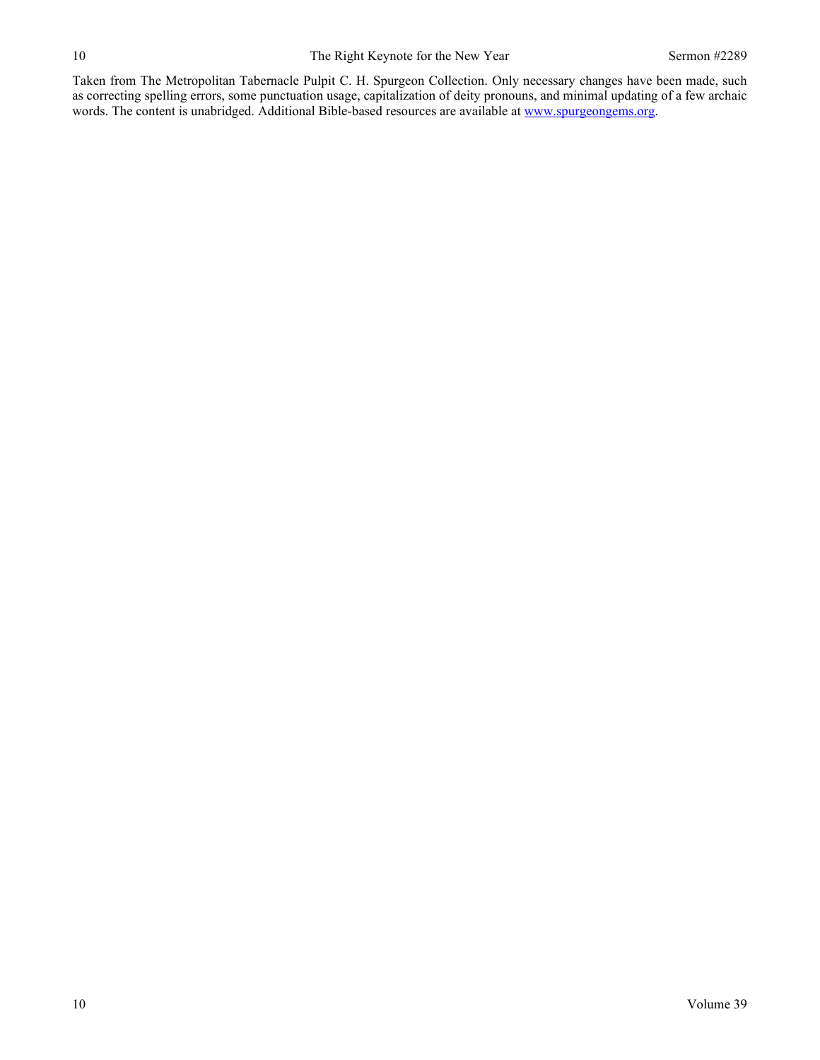Taken from The Metropolitan Tabernacle Pulpit C. H. Spurgeon Collection. Only necessary changes have been made, such as correcting spelling errors, some punctuation usage, capitalization of deity pronouns, and minimal updating of a few archaic words. The content is unabridged. Additional Bible-based resources are available at [www.spurgeongems.org](http://www.spurgeongems.org).